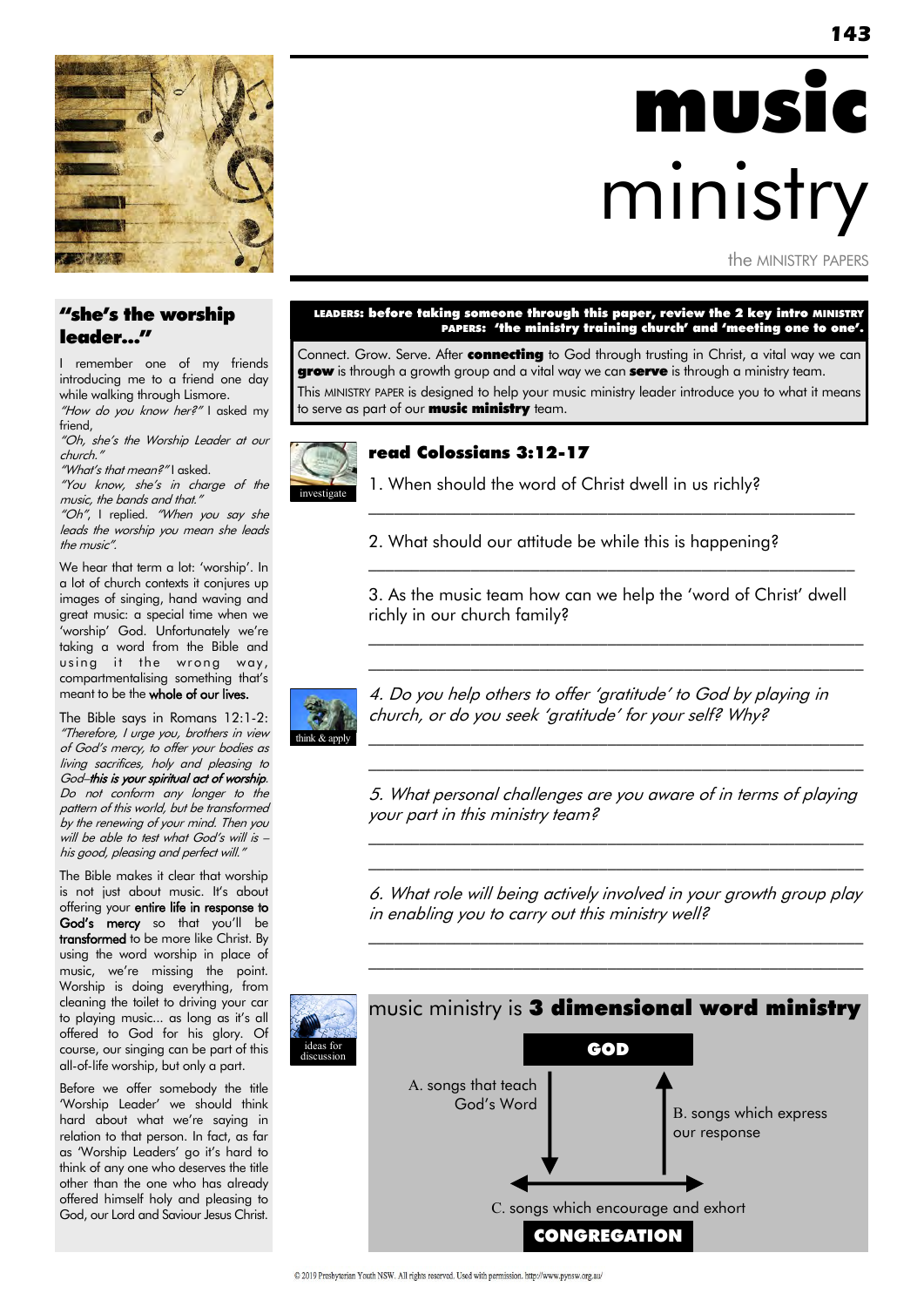# music ministry

the MINISTRY PAPERS

**LEADERS: before taking someone through this paper, review the 2 key intro MINISTRY PAPERS: 'the ministry training church' and 'meeting one to one'.**

Connect. Grow. Serve. After **connecting** to God through trusting in Christ, a vital way we can **grow** is through a growth group and a vital way we can **serve** is through a ministry team.

This MINISTRY PAPER is designed to help your music ministry leader introduce you to what it means to serve as part of our **music ministry** team.

investigate

## read Colossians 3:12-17

1. When should the word of Christ dwell in us richly?

____________________________________________

2. What should our attitude be while this is happening?

____________________________________________

3. As the music team how can we help the 'word of Christ' dwell richly in our church family?

____________________________________________

____________________________________________

think & apply

*4. Do you help others to offer 'gratitude' to God by playing in church, or do you seek 'gratitude' for your self? Why?*

____________________________________________

____________________________________________

*5. What personal challenges are you aware of in terms of playing your part in this ministry team?*

____________________________________________

____________________________________________

*6. What role will being actively involved in your growth group play in enabling you to carry out this ministry well?*

____________________________________________

____________________________________________

ideas for discussion

## music ministry is **3 dimensional word ministry**

**GOD**

A. songs that teach God's Word (GOD → CONGREGATION)

B. songs which express our response (CONGREGATION → GOD)

C. songs which encourage and exhort (within the CONGREGATION)

**CONGREGATION**

## "she's the worship leader..."

I remember one of my friends introducing me to a friend one day while walking through Lismore.

*"How do you know her?"* I asked my friend,

*"Oh, she's the Worship Leader at our church."*

*"What's that mean?"* I asked.

*"You know, she's in charge of the music, the bands and that."*

*"Oh"*, I replied. *"When you say she leads the worship you mean she leads the music".*

We hear that term a lot: 'worship'. In a lot of church contexts it conjures up images of singing, hand waving and great music: a special time when we 'worship' God. Unfortunately we're taking a word from the Bible and using it the wrong way, compartmentalising something that's meant to be the whole of our lives.

The Bible says in Romans 12:1-2: *"Therefore, I urge you, brothers in view of God's mercy, to offer your bodies as living sacrifices, holy and pleasing to God–**this is your spiritual act of worship**. Do not conform any longer to the pattern of this world, but be transformed by the renewing of your mind. Then you will be able to test what God's will is – his good, pleasing and perfect will."*

The Bible makes it clear that worship is not just about music. It's about offering your **entire life in response to God's mercy** so that you'll be **transformed** to be more like Christ. By using the word worship in place of music, we're missing the point. Worship is doing everything, from cleaning the toilet to driving your car to playing music... as long as it's all offered to God for his glory. Of course, our singing can be part of this all-of-life worship, but only a part.

Before we offer somebody the title 'Worship Leader' we should think hard about what we're saying in relation to that person. In fact, as far as 'Worship Leaders' go it's hard to think of any one who deserves the title other than the one who has already offered himself holy and pleasing to God, our Lord and Saviour Jesus Christ.

© 2019 Presbyterian Youth NSW. All rights reserved. Used with permission. http://www.pynsw.org.au/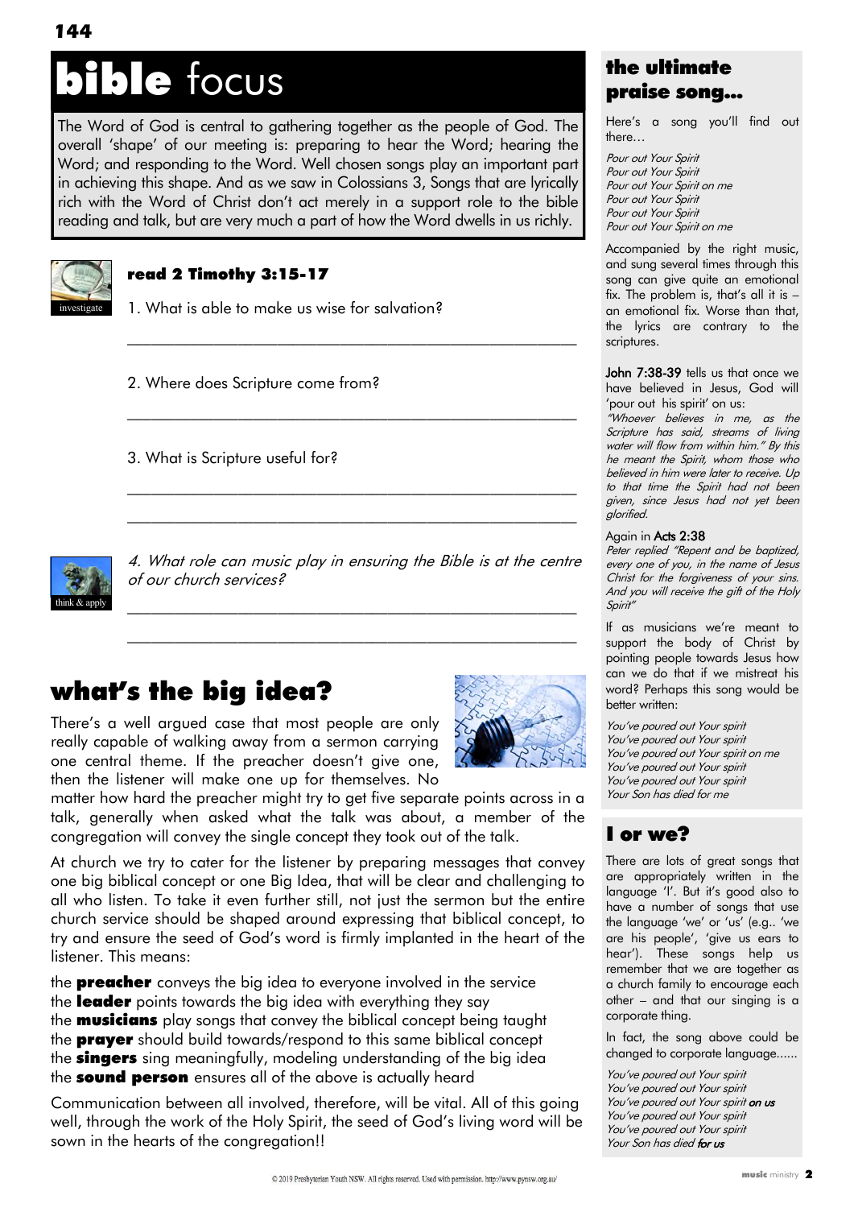# **bible** focus

The Word of God is central to gathering together as the people of God. The overall 'shape' of our meeting is: preparing to hear the Word; hearing the Word; and responding to the Word. Well chosen songs play an important part in achieving this shape. And as we saw in Colossians 3, Songs that are lyrically rich with the Word of Christ don't act merely in a support role to the bible reading and talk, but are very much a part of how the Word dwells in us richly.

investigate

### read 2 Timothy 3:15-17

1. What is able to make us wise for salvation?

_______________________________________________

2. Where does Scripture come from?

_______________________________________________

3. What is Scripture useful for?

_______________________________________________

_______________________________________________

think & apply

*4. What role can music play in ensuring the Bible is at the centre of our church services?*

_______________________________________________

_______________________________________________

## what's the big idea?

There's a well argued case that most people are only really capable of walking away from a sermon carrying one central theme. If the preacher doesn't give one, then the listener will make one up for themselves. No matter how hard the preacher might try to get five separate points across in a talk, generally when asked what the talk was about, a member of the congregation will convey the single concept they took out of the talk.

At church we try to cater for the listener by preparing messages that convey one big biblical concept or one Big Idea, that will be clear and challenging to all who listen. To take it even further still, not just the sermon but the entire church service should be shaped around expressing that biblical concept, to try and ensure the seed of God's word is firmly implanted in the heart of the listener. This means:

the **preacher** conveys the big idea to everyone involved in the service
the **leader** points towards the big idea with everything they say
the **musicians** play songs that convey the biblical concept being taught
the **prayer** should build towards/respond to this same biblical concept
the **singers** sing meaningfully, modeling understanding of the big idea
the **sound person** ensures all of the above is actually heard

Communication between all involved, therefore, will be vital. All of this going well, through the work of the Holy Spirit, the seed of God's living word will be sown in the hearts of the congregation!!

## the ultimate praise song...

Here's a song you'll find out there…

*Pour out Your Spirit*
*Pour out Your Spirit*
*Pour out Your Spirit on me*
*Pour out Your Spirit*
*Pour out Your Spirit*
*Pour out Your Spirit on me*

Accompanied by the right music, and sung several times through this song can give quite an emotional fix. The problem is, that's all it is – an emotional fix. Worse than that, the lyrics are contrary to the scriptures.

**John 7:38-39** tells us that once we have believed in Jesus, God will 'pour out his spirit' on us:
*"Whoever believes in me, as the Scripture has said, streams of living water will flow from within him." By this he meant the Spirit, whom those who believed in him were later to receive. Up to that time the Spirit had not been given, since Jesus had not yet been glorified.*

Again in **Acts 2:38**
*Peter replied "Repent and be baptized, every one of you, in the name of Jesus Christ for the forgiveness of your sins. And you will receive the gift of the Holy Spirit"*

If as musicians we're meant to support the body of Christ by pointing people towards Jesus how can we do that if we mistreat his word? Perhaps this song would be better written:

*You've poured out Your spirit*
*You've poured out Your spirit*
*You've poured out Your spirit on me*
*You've poured out Your spirit*
*You've poured out Your spirit*
*Your Son has died for me*

## I or we?

There are lots of great songs that are appropriately written in the language 'I'. But it's good also to have a number of songs that use the language 'we' or 'us' (e.g.. 'we are his people', 'give us ears to hear'). These songs help us remember that we are together as a church family to encourage each other – and that our singing is a corporate thing.

In fact, the song above could be changed to corporate language......

*You've poured out Your spirit*
*You've poured out Your spirit*
*You've poured out Your spirit* ***on us***
*You've poured out Your spirit*
*You've poured out Your spirit*
*Your Son has died* ***for us***

© 2019 Presbyterian Youth NSW. All rights reserved. Used with permission. http://www.pynsw.org.au/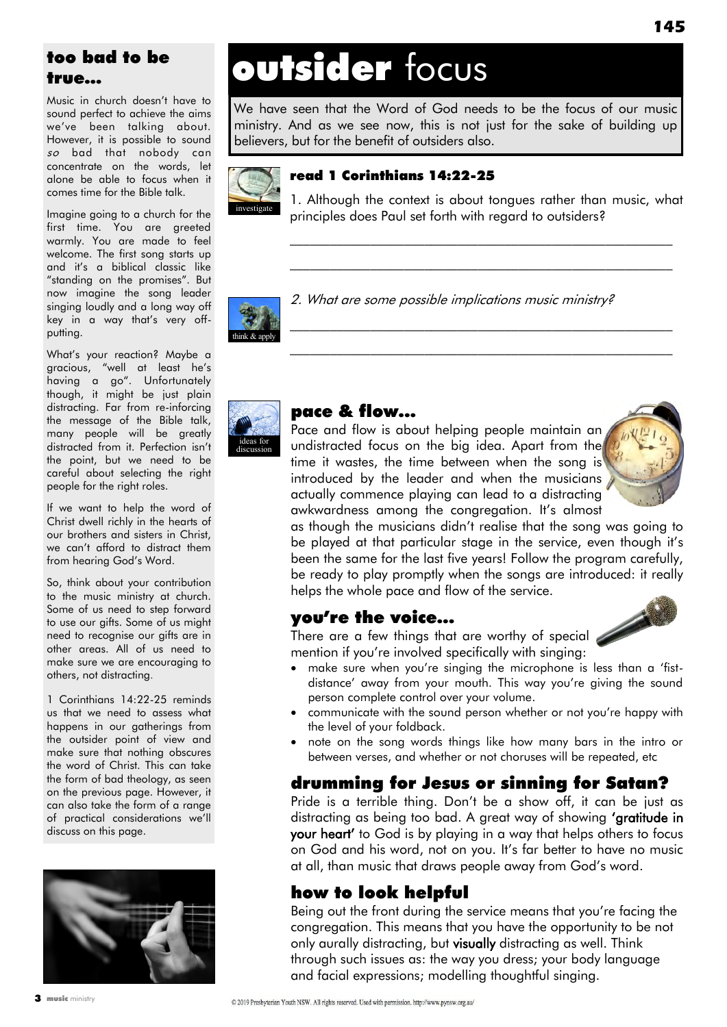# **outsider** focus

We have seen that the Word of God needs to be the focus of our music ministry. And as we see now, this is not just for the sake of building up believers, but for the benefit of outsiders also.

### read 1 Corinthians 14:22-25

investigate

1. Although the context is about tongues rather than music, what principles does Paul set forth with regard to outsiders?

_______________________________________________________

_______________________________________________________

think & apply

*2. What are some possible implications music ministry?*

_______________________________________________________

_______________________________________________________

ideas for discussion

## pace & flow...

Pace and flow is about helping people maintain an undistracted focus on the big idea. Apart from the time it wastes, the time between when the song is introduced by the leader and when the musicians actually commence playing can lead to a distracting awkwardness among the congregation. It's almost as though the musicians didn't realise that the song was going to be played at that particular stage in the service, even though it's been the same for the last five years! Follow the program carefully, be ready to play promptly when the songs are introduced: it really helps the whole pace and flow of the service.

## you're the voice...

There are a few things that are worthy of special mention if you're involved specifically with singing:

- make sure when you're singing the microphone is less than a 'fist-distance' away from your mouth. This way you're giving the sound person complete control over your volume.
- communicate with the sound person whether or not you're happy with the level of your foldback.
- note on the song words things like how many bars in the intro or between verses, and whether or not choruses will be repeated, etc

## drumming for Jesus or sinning for Satan?

Pride is a terrible thing. Don't be a show off, it can be just as distracting as being too bad. A great way of showing **'gratitude in your heart'** to God is by playing in a way that helps others to focus on God and his word, not on you. It's far better to have no music at all, than music that draws people away from God's word.

## how to look helpful

Being out the front during the service means that you're facing the congregation. This means that you have the opportunity to be not only aurally distracting, but **visually** distracting as well. Think through such issues as: the way you dress; your body language and facial expressions; modelling thoughtful singing.

## too bad to be true...

Music in church doesn't have to sound perfect to achieve the aims we've been talking about. However, it is possible to sound *so* bad that nobody can concentrate on the words, let alone be able to focus when it comes time for the Bible talk.

Imagine going to a church for the first time. You are greeted warmly. You are made to feel welcome. The first song starts up and it's a biblical classic like "standing on the promises". But now imagine the song leader singing loudly and a long way off key in a way that's very off-putting.

What's your reaction? Maybe a gracious, "well at least he's having a go". Unfortunately though, it might be just plain distracting. Far from re-inforcing the message of the Bible talk, many people will be greatly distracted from it. Perfection isn't the point, but we need to be careful about selecting the right people for the right roles.

If we want to help the word of Christ dwell richly in the hearts of our brothers and sisters in Christ, we can't afford to distract them from hearing God's Word.

So, think about your contribution to the music ministry at church. Some of us need to step forward to use our gifts. Some of us might need to recognise our gifts are in other areas. All of us need to make sure we are encouraging to others, not distracting.

1 Corinthians 14:22-25 reminds us that we need to assess what happens in our gatherings from the outsider point of view and make sure that nothing obscures the word of Christ. This can take the form of bad theology, as seen on the previous page. However, it can also take the form of a range of practical considerations we'll discuss on this page.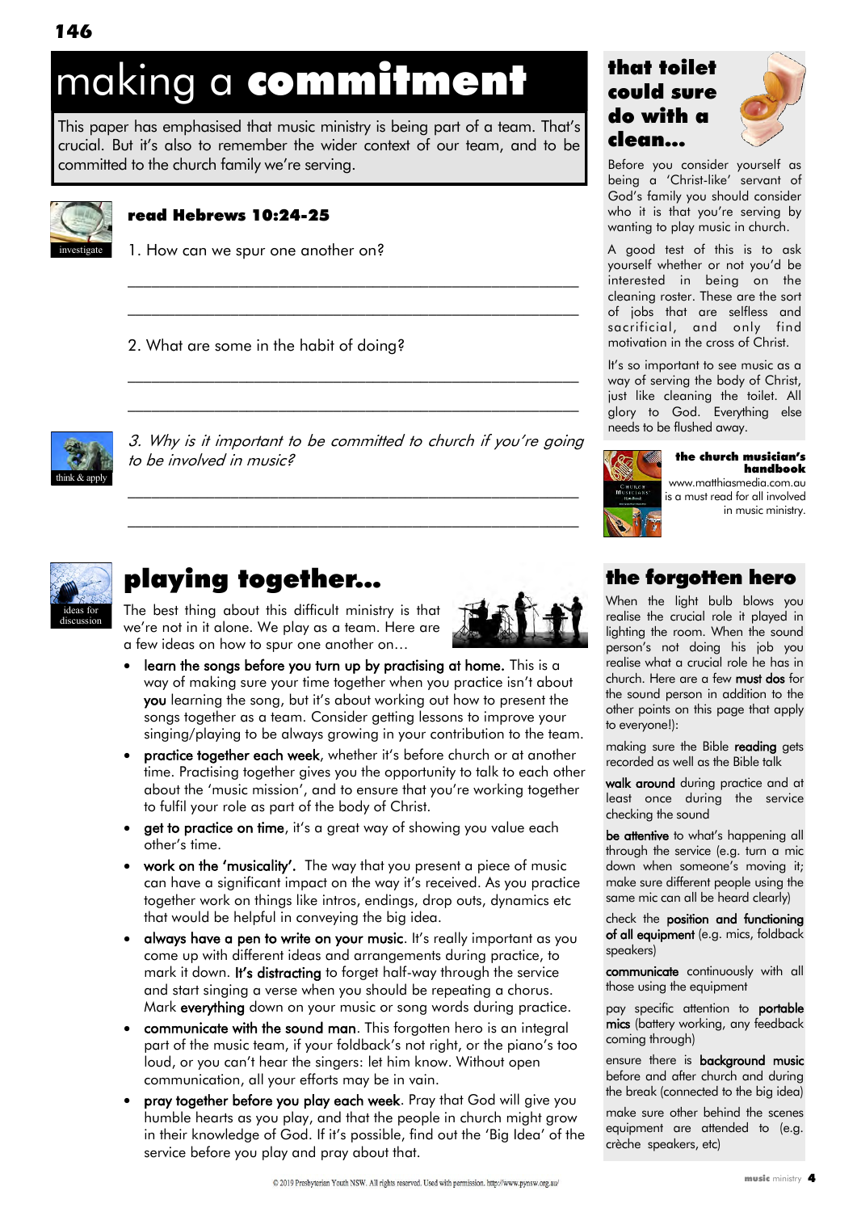# making a **commitment**

This paper has emphasised that music ministry is being part of a team. That's crucial. But it's also to remember the wider context of our team, and to be committed to the church family we're serving.

investigate

### read Hebrews 10:24-25

1. How can we spur one another on?

\_\_\_\_\_\_\_\_\_\_\_\_\_\_\_\_\_\_\_\_\_\_\_\_\_\_\_\_\_\_\_\_\_\_\_\_\_\_\_\_\_\_\_\_\_\_\_\_\_\_\_\_

\_\_\_\_\_\_\_\_\_\_\_\_\_\_\_\_\_\_\_\_\_\_\_\_\_\_\_\_\_\_\_\_\_\_\_\_\_\_\_\_\_\_\_\_\_\_\_\_\_\_\_\_

2. What are some in the habit of doing?

\_\_\_\_\_\_\_\_\_\_\_\_\_\_\_\_\_\_\_\_\_\_\_\_\_\_\_\_\_\_\_\_\_\_\_\_\_\_\_\_\_\_\_\_\_\_\_\_\_\_\_\_

\_\_\_\_\_\_\_\_\_\_\_\_\_\_\_\_\_\_\_\_\_\_\_\_\_\_\_\_\_\_\_\_\_\_\_\_\_\_\_\_\_\_\_\_\_\_\_\_\_\_\_\_

think & apply

*3. Why is it important to be committed to church if you're going to be involved in music?*

\_\_\_\_\_\_\_\_\_\_\_\_\_\_\_\_\_\_\_\_\_\_\_\_\_\_\_\_\_\_\_\_\_\_\_\_\_\_\_\_\_\_\_\_\_\_\_\_\_\_\_\_

\_\_\_\_\_\_\_\_\_\_\_\_\_\_\_\_\_\_\_\_\_\_\_\_\_\_\_\_\_\_\_\_\_\_\_\_\_\_\_\_\_\_\_\_\_\_\_\_\_\_\_\_

ideas for discussion

## playing together…

The best thing about this difficult ministry is that we're not in it alone. We play as a team. Here are a few ideas on how to spur one another on…

- **learn the songs before you turn up by practising at home.** This is a way of making sure your time together when you practice isn't about **you** learning the song, but it's about working out how to present the songs together as a team. Consider getting lessons to improve your singing/playing to be always growing in your contribution to the team.
- **practice together each week**, whether it's before church or at another time. Practising together gives you the opportunity to talk to each other about the 'music mission', and to ensure that you're working together to fulfil your role as part of the body of Christ.
- **get to practice on time**, it's a great way of showing you value each other's time.
- **work on the 'musicality'.** The way that you present a piece of music can have a significant impact on the way it's received. As you practice together work on things like intros, endings, drop outs, dynamics etc that would be helpful in conveying the big idea.
- **always have a pen to write on your music**. It's really important as you come up with different ideas and arrangements during practice, to mark it down. **It's distracting** to forget half-way through the service and start singing a verse when you should be repeating a chorus. Mark **everything** down on your music or song words during practice.
- **communicate with the sound man**. This forgotten hero is an integral part of the music team, if your foldback's not right, or the piano's too loud, or you can't hear the singers: let him know. Without open communication, all your efforts may be in vain.
- **pray together before you play each week**. Pray that God will give you humble hearts as you play, and that the people in church might grow in their knowledge of God. If it's possible, find out the 'Big Idea' of the service before you play and pray about that.

## that toilet could sure do with a clean…

Before you consider yourself as being a 'Christ-like' servant of God's family you should consider who it is that you're serving by wanting to play music in church.

A good test of this is to ask yourself whether or not you'd be interested in being on the cleaning roster. These are the sort of jobs that are selfless and sacrificial, and only find motivation in the cross of Christ.

It's so important to see music as a way of serving the body of Christ, just like cleaning the toilet. All glory to God. Everything else needs to be flushed away.

**the church musician's handbook**
www.matthiasmedia.com.au
is a must read for all involved in music ministry.

## the forgotten hero

When the light bulb blows you realise the crucial role it played in lighting the room. When the sound person's not doing his job you realise what a crucial role he has in church. Here are a few **must dos** for the sound person in addition to the other points on this page that apply to everyone!):

making sure the Bible **reading** gets recorded as well as the Bible talk

**walk around** during practice and at least once during the service checking the sound

**be attentive** to what's happening all through the service (e.g. turn a mic down when someone's moving it; make sure different people using the same mic can all be heard clearly)

check the **position and functioning of all equipment** (e.g. mics, foldback speakers)

**communicate** continuously with all those using the equipment

pay specific attention to **portable mics** (battery working, any feedback coming through)

ensure there is **background music** before and after church and during the break (connected to the big idea)

make sure other behind the scenes equipment are attended to (e.g. crèche speakers, etc)

© 2019 Presbyterian Youth NSW. All rights reserved. Used with permission. http://www.pynsw.org.au/